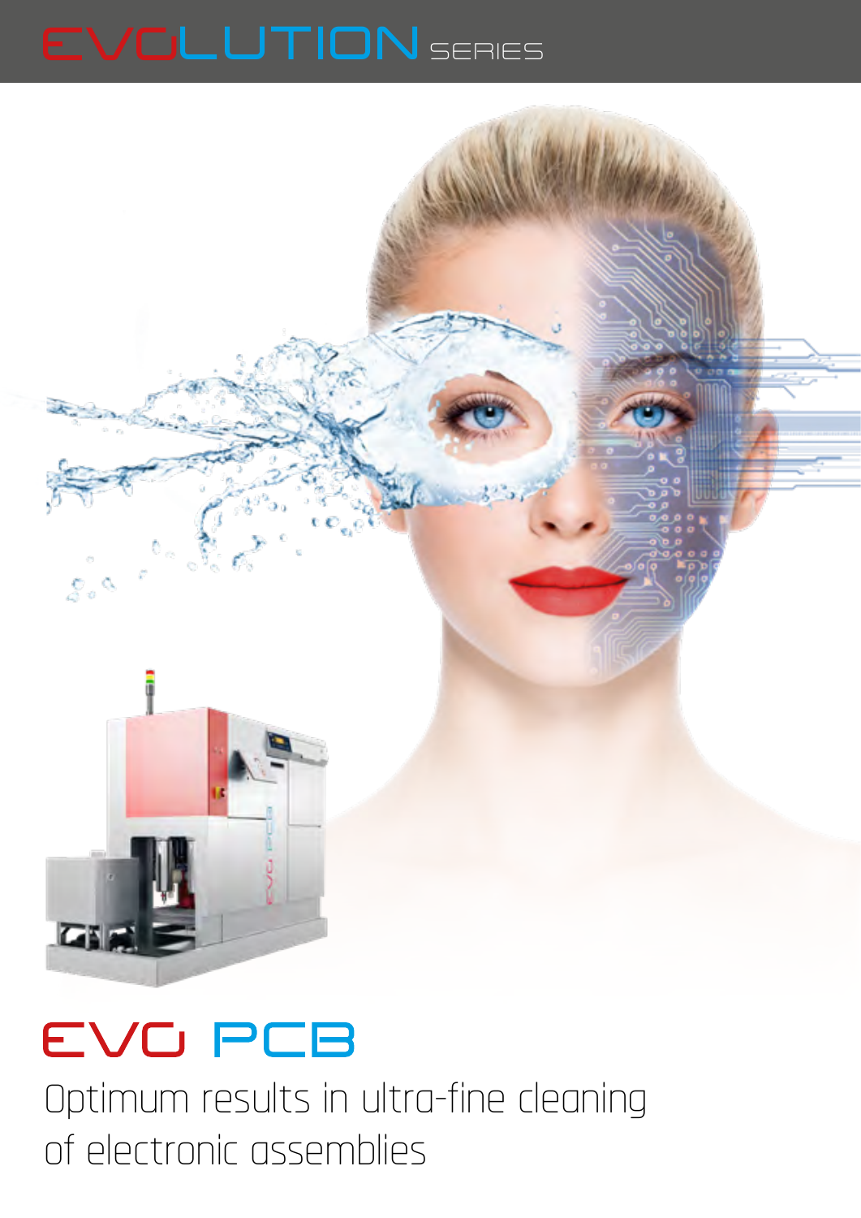# EVOLUTION SERIES

# EVO PCB

Optimum results in ultra-fine cleaning of electronic assemblies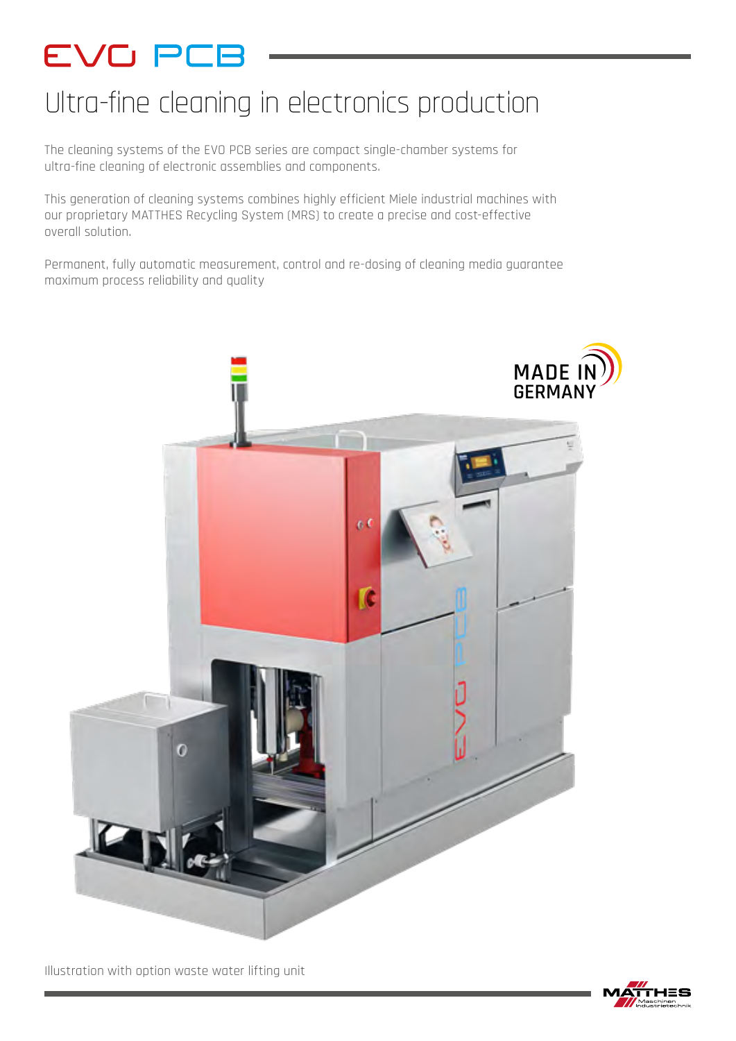# EVO PCB

## Ultra-fine cleaning in electronics production

The cleaning systems of the EVO PCB series are compact single-chamber systems for ultra-fine cleaning of electronic assemblies and components.

This generation of cleaning systems combines highly efficient Miele industrial machines with our proprietary MATTHES Recycling System (MRS) to create a precise and cost-effective overall solution.

Permanent, fully automatic measurement, control and re-dosing of cleaning media guarantee maximum process reliability and quality

MADE IN GERMANY

Illustration with option waste water lifting unit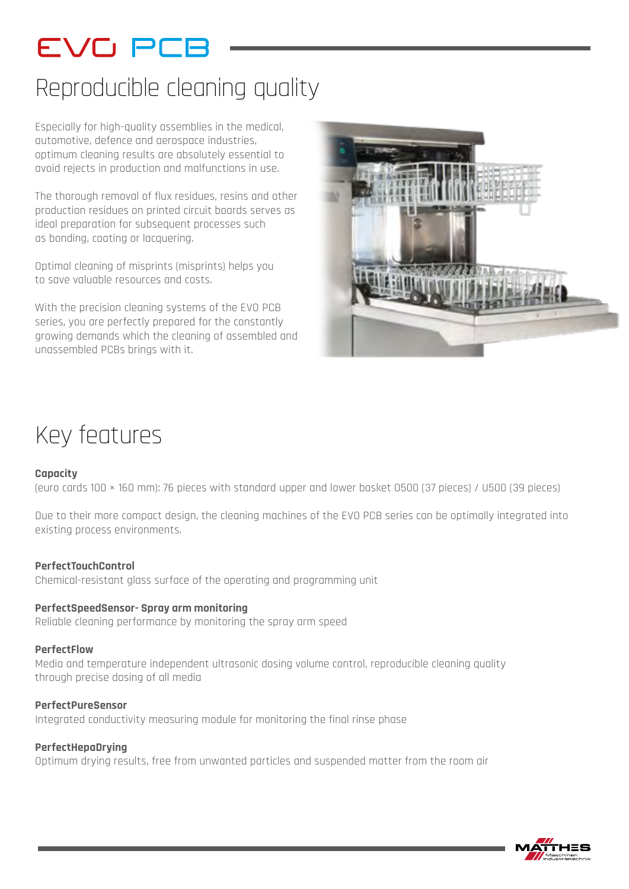# EVO PCB

## Reproducible cleaning quality

Especially for high-quality assemblies in the medical, automotive, defence and aerospace industries, optimum cleaning results are absolutely essential to avoid rejects in production and malfunctions in use.

The thorough removal of flux residues, resins and other production residues on printed circuit boards serves as ideal preparation for subsequent processes such as bonding, coating or lacquering.

Optimal cleaning of misprints (misprints) helps you to save valuable resources and costs.

With the precision cleaning systems of the EVO PCB series, you are perfectly prepared for the constantly growing demands which the cleaning of assembled and unassembled PCBs brings with it.

## Key features

**Capacity**
(euro cards 100 × 160 mm): 76 pieces with standard upper and lower basket O500 (37 pieces) / U500 (39 pieces)

Due to their more compact design, the cleaning machines of the EVO PCB series can be optimally integrated into existing process environments.

**PerfectTouchControl**
Chemical-resistant glass surface of the operating and programming unit

**PerfectSpeedSensor- Spray arm monitoring**
Reliable cleaning performance by monitoring the spray arm speed

**PerfectFlow**
Media and temperature independent ultrasonic dosing volume control, reproducible cleaning quality through precise dosing of all media

**PerfectPureSensor**
Integrated conductivity measuring module for monitoring the final rinse phase

**PerfectHepaDrying**
Optimum drying results, free from unwanted particles and suspended matter from the room air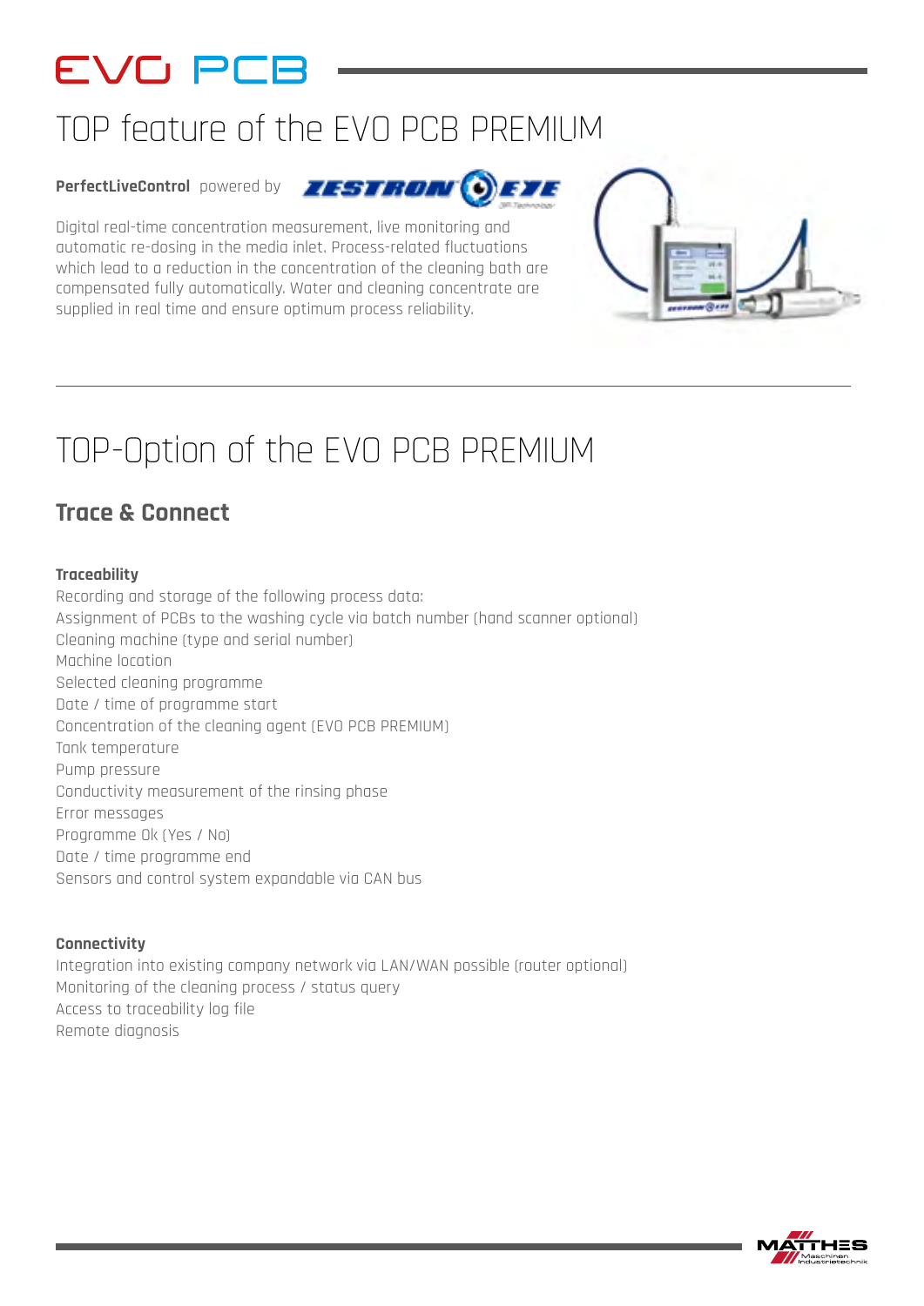# EVO PCB

## TOP feature of the EVO PCB PREMIUM

**PerfectLiveControl** powered by ZESTRON EYE

Digital real-time concentration measurement, live monitoring and automatic re-dosing in the media inlet. Process-related fluctuations which lead to a reduction in the concentration of the cleaning bath are compensated fully automatically. Water and cleaning concentrate are supplied in real time and ensure optimum process reliability.

## TOP-Option of the EVO PCB PREMIUM

### Trace & Connect

**Traceability**

Recording and storage of the following process data:
Assignment of PCBs to the washing cycle via batch number (hand scanner optional)
Cleaning machine (type and serial number)
Machine location
Selected cleaning programme
Date / time of programme start
Concentration of the cleaning agent (EVO PCB PREMIUM)
Tank temperature
Pump pressure
Conductivity measurement of the rinsing phase
Error messages
Programme Ok (Yes / No)
Date / time programme end
Sensors and control system expandable via CAN bus

**Connectivity**

Integration into existing company network via LAN/WAN possible (router optional)
Monitoring of the cleaning process / status query
Access to traceability log file
Remote diagnosis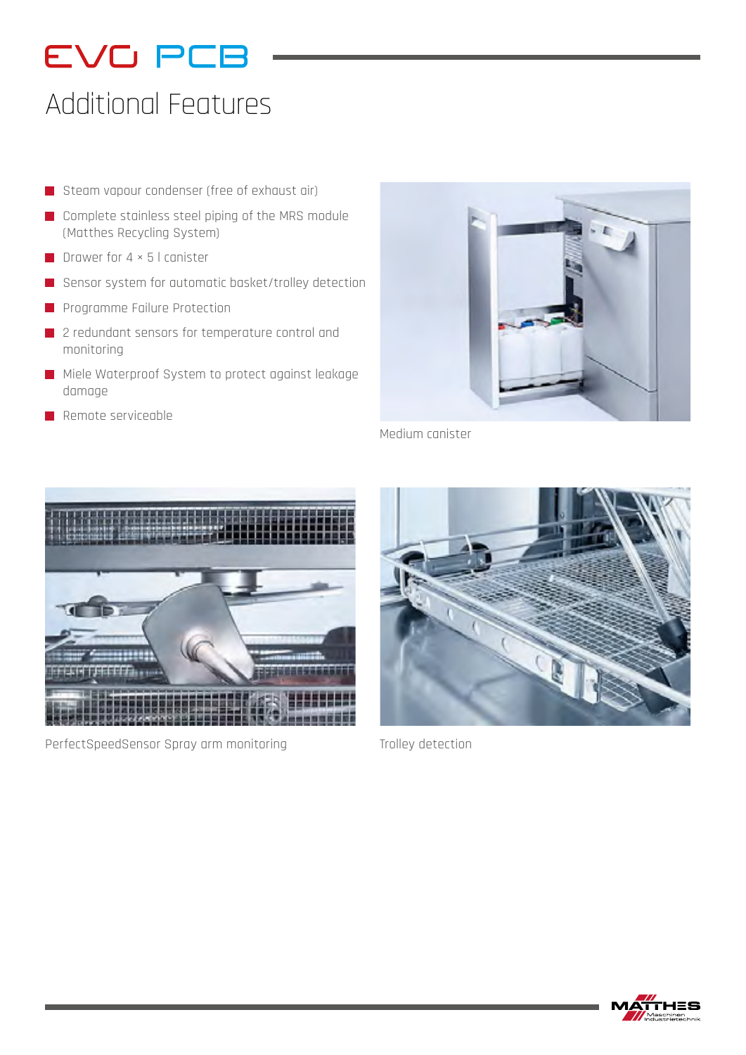# EVO PCB

## Additional Features

- Steam vapour condenser (free of exhaust air)
- Complete stainless steel piping of the MRS module (Matthes Recycling System)
- Drawer for 4 × 5 l canister
- Sensor system for automatic basket/trolley detection
- Programme Failure Protection
- 2 redundant sensors for temperature control and monitoring
- Miele Waterproof System to protect against leakage damage
- Remote serviceable

Medium canister

PerfectSpeedSensor Spray arm monitoring

Trolley detection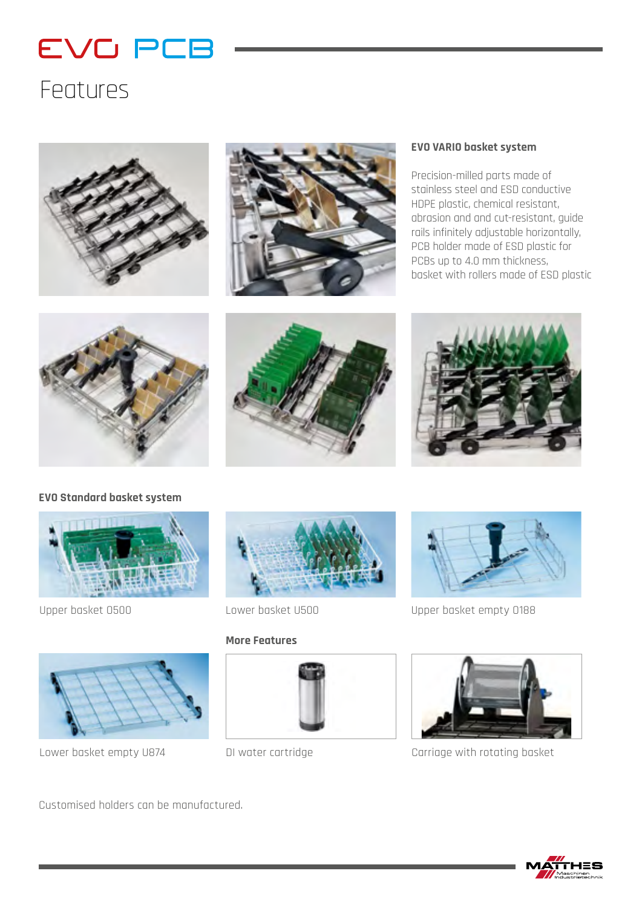# EVO PCB

## Features

### EVO VARIO basket system

Precision-milled parts made of stainless steel and ESD conductive HDPE plastic, chemical resistant, abrasion and and cut-resistant, guide rails infinitely adjustable horizontally, PCB holder made of ESD plastic for PCBs up to 4.0 mm thickness, basket with rollers made of ESD plastic

### EVO Standard basket system

Upper basket O500

Lower basket U500

Upper basket empty O188

Lower basket empty U874

### More Features

DI water cartridge

Carriage with rotating basket

Customised holders can be manufactured.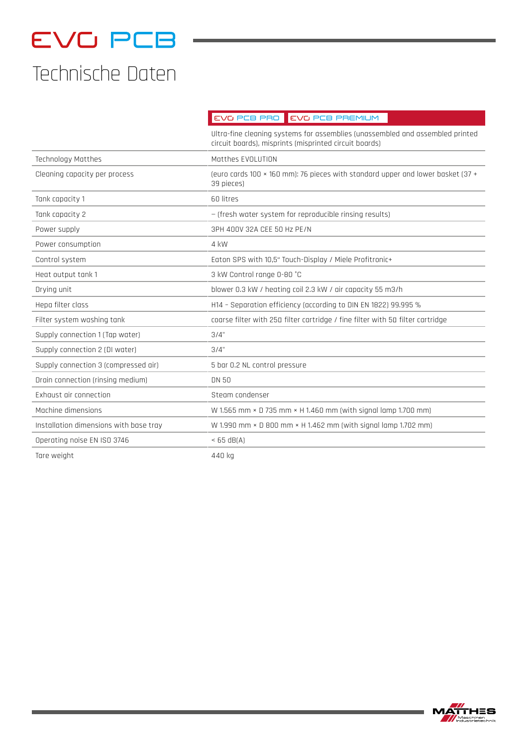# EVO PCB

## Technische Daten

| | EVO PCB PRO / EVO PCB PREMIUM |
|---|---|
| | Ultra-fine cleaning systems for assemblies (unassembled and assembled printed circuit boards), misprints (misprinted circuit boards) |
| Technology Matthes | Matthes EVOLUTION |
| Cleaning capacity per process | (euro cards 100 × 160 mm): 76 pieces with standard upper and lower basket (37 + 39 pieces) |
| Tank capacity 1 | 60 litres |
| Tank capacity 2 | – (fresh water system for reproducible rinsing results) |
| Power supply | 3PH 400V 32A CEE 50 Hz PE/N |
| Power consumption | 4 kW |
| Control system | Eaton SPS with 10,5" Touch-Display / Miele Profitronic+ |
| Heat output tank 1 | 3 kW Control range 0-80 °C |
| Drying unit | blower 0.3 kW / heating coil 2.3 kW / air capacity 55 m3/h |
| Hepa filter class | H14 - Separation efficiency (according to DIN EN 1822) 99.995 % |
| Filter system washing tank | coarse filter with 250 filter cartridge / fine filter with 50 filter cartridge |
| Supply connection 1 (Tap water) | 3/4" |
| Supply connection 2 (DI water) | 3/4" |
| Supply connection 3 (compressed air) | 5 bar 0.2 NL control pressure |
| Drain connection (rinsing medium) | DN 50 |
| Exhaust air connection | Steam condenser |
| Machine dimensions | W 1.565 mm × D 735 mm × H 1.460 mm (with signal lamp 1.700 mm) |
| Installation dimensions with base tray | W 1.990 mm × D 800 mm × H 1.462 mm (with signal lamp 1.702 mm) |
| Operating noise EN ISO 3746 | < 65 dB(A) |
| Tare weight | 440 kg |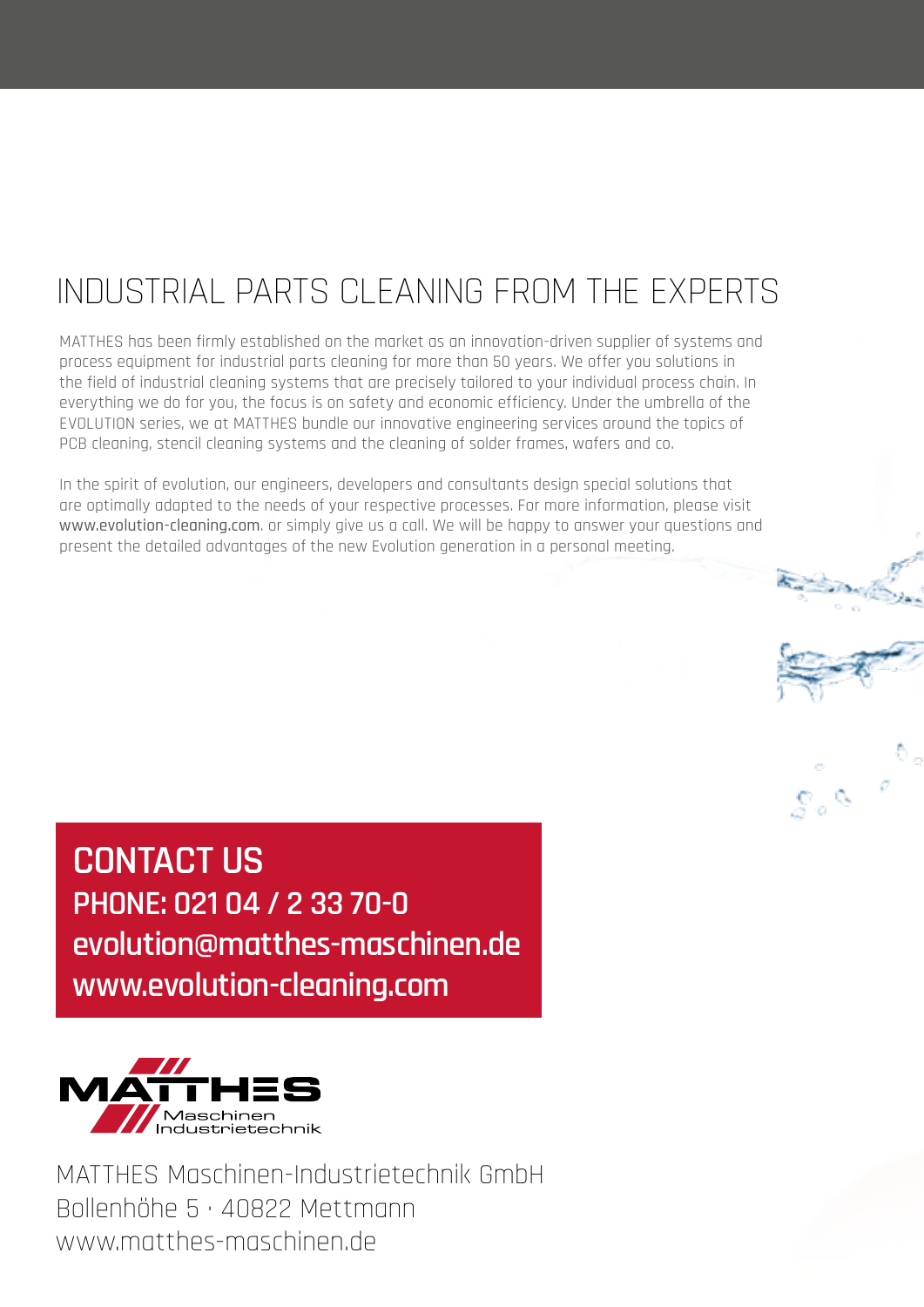# INDUSTRIAL PARTS CLEANING FROM THE EXPERTS

MATTHES has been firmly established on the market as an innovation-driven supplier of systems and process equipment for industrial parts cleaning for more than 50 years. We offer you solutions in the field of industrial cleaning systems that are precisely tailored to your individual process chain. In everything we do for you, the focus is on safety and economic efficiency. Under the umbrella of the EVOLUTION series, we at MATTHES bundle our innovative engineering services around the topics of PCB cleaning, stencil cleaning systems and the cleaning of solder frames, wafers and co.

In the spirit of evolution, our engineers, developers and consultants design special solutions that are optimally adapted to the needs of your respective processes. For more information, please visit www.evolution-cleaning.com. or simply give us a call. We will be happy to answer your questions and present the detailed advantages of the new Evolution generation in a personal meeting.

## CONTACT US

**PHONE: 021 04 / 2 33 70-0**

**evolution@matthes-maschinen.de**

**www.evolution-cleaning.com**

MATTHES Maschinen Industrietechnik

MATTHES Maschinen-Industrietechnik GmbH
Bollenhöhe 5 · 40822 Mettmann
www.matthes-maschinen.de